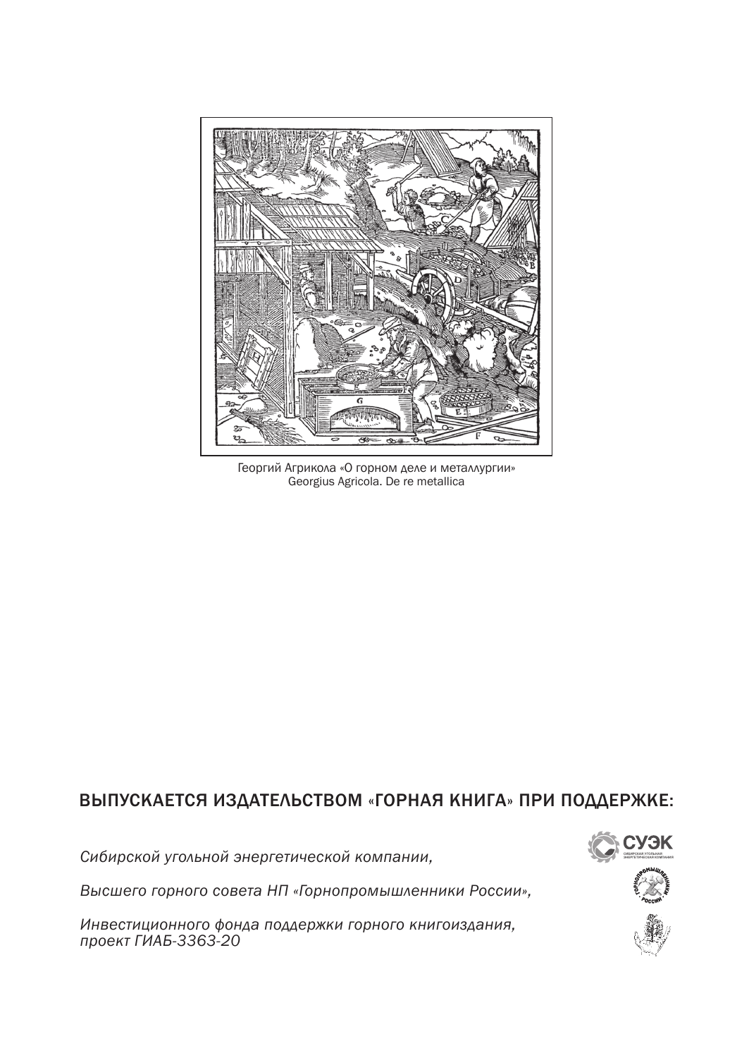Георгий Агрикола «О горном деле и металлургии»
Georgius Agricola. De re metallica

## ВЫПУСКАЕТСЯ ИЗДАТЕЛЬСТВОМ «ГОРНАЯ КНИГА» ПРИ ПОДДЕРЖКЕ:

*Сибирской угольной энергетической компании,*

*Высшего горного совета НП «Горнопромышленники России»,*

*Инвестиционного фонда поддержки горного книгоиздания, проект ГИАБ-3363-20*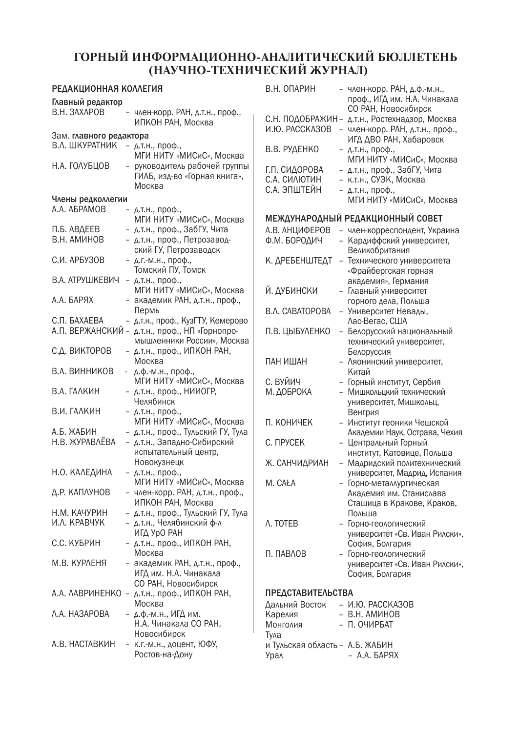# ГОРНЫЙ ИНФОРМАЦИОННО-АНАЛИТИЧЕСКИЙ БЮЛЛЕТЕНЬ (НАУЧНО-ТЕХНИЧЕСКИЙ ЖУРНАЛ)

## РЕДАКЦИОННАЯ КОЛЛЕГИЯ

**Главный редактор**

В.Н. ЗАХАРОВ – член-корр. РАН, д.т.н., проф., ИПКОН РАН, Москва

**Зам. главного редактора**

В.Л. ШКУРАТНИК – д.т.н., проф., МГИ НИТУ «МИСиС», Москва

Н.А. ГОЛУБЦОВ – руководитель рабочей группы ГИАБ, изд-во «Горная книга», Москва

**Члены редколлегии**

А.А. АБРАМОВ – д.т.н., проф., МГИ НИТУ «МИСиС», Москва

П.Б. АВДЕЕВ – д.т.н., проф., ЗабГУ, Чита

В.Н. АМИНОВ – д.т.н., проф., Петрозаводский ГУ, Петрозаводск

С.И. АРБУЗОВ – д.г.-м.н., проф., Томский ПУ, Томск

В.А. АТРУШКЕВИЧ – д.т.н., проф., МГИ НИТУ «МИСиС», Москва

А.А. БАРЯХ – академик РАН, д.т.н., проф., Пермь

С.П. БАХАЕВА – д.т.н., проф., КузГТУ, Кемерово

А.П. ВЕРЖАНСКИЙ – д.т.н., проф., НП «Горнопромышленники России», Москва

С.Д. ВИКТОРОВ – д.т.н., проф., ИПКОН РАН, Москва

В.А. ВИННИКОВ - д.ф.-м.н., проф., МГИ НИТУ «МИСиС», Москва

В.А. ГАЛКИН – д.т.н., проф., НИИОГР, Челябинск

В.И. ГАЛКИН – д.т.н., проф., МГИ НИТУ «МИСиС», Москва

А.Б. ЖАБИН – д.т.н., проф., Тульский ГУ, Тула

Н.В. ЖУРАВЛЁВА – д.т.н., Западно-Сибирский испытательный центр, Новокузнецк

Н.О. КАЛЕДИНА – д.т.н., проф., МГИ НИТУ «МИСиС», Москва

Д.Р. КАПЛУНОВ – член-корр. РАН, д.т.н., проф., ИПКОН РАН, Москва

Н.М. КАЧУРИН – д.т.н., проф., Тульский ГУ, Тула

И.Л. КРАВЧУК – д.т.н., Челябинский ф-л ИГД УрО РАН

С.С. КУБРИН – д.т.н., проф., ИПКОН РАН, Москва

М.В. КУРЛЕНЯ – академик РАН, д.т.н., проф., ИГД им. Н.А. Чинакала СО РАН, Новосибирск

А.А. ЛАВРИНЕНКО – д.т.н., проф., ИПКОН РАН, Москва

Л.А. НАЗАРОВА – д.ф.-м.н., ИГД им. Н.А. Чинакала СО РАН, Новосибирск

А.В. НАСТАВКИН – к.г.-м.н., доцент, ЮФУ, Ростов-на-Дону

В.Н. ОПАРИН – член-корр. РАН, д.ф.-м.н., проф., ИГД им. Н.А. Чинакала СО РАН, Новосибирск

С.Н. ПОДОБРАЖИН – д.т.н., Ростехнадзор, Москва

И.Ю. РАССКАЗОВ – член-корр. РАН, д.т.н., проф., ИГД ДВО РАН, Хабаровск

В.В. РУДЕНКО – д.т.н., проф., МГИ НИТУ «МИСиС», Москва

Г.П. СИДОРОВА – д.т.н., проф., ЗабГУ, Чита

С.А. СИЛЮТИН – к.т.н., СУЭК, Москва

С.А. ЭПШТЕЙН – д.т.н., проф., МГИ НИТУ «МИСиС», Москва

## МЕЖДУНАРОДНЫЙ РЕДАКЦИОННЫЙ СОВЕТ

А.В. АНЦИФЕРОВ – член-корреспондент, Украина

Ф.М. БОРОДИЧ – Кардиффский университет, Великобритания

К. ДРЕБЕНШТЕДТ – Технического университета «Фрайбергская горная академия», Германия

Й. ДУБИНСКИ – Главный университет горного дела, Польша

В.Л. САВАТОРОВА – Университет Невады, Лас-Вегас, США

П.В. ЦЫБУЛЕНКО – Белорусский национальный технический университет, Белоруссия

ПАН ИШАН – Ляонинский университет, Китай

С. ВУЙИЧ – Горный институт, Сербия

М. ДОБРОКА – Мишкольцкий технический университет, Мишкольц, Венгрия

П. КОНИЧЕК – Институт геоники Чешской Академии Наук, Острава, Чехия

С. ПРУСЕК – Центральный Горный институт, Катовице, Польша

Ж. САНЧИДРИАН – Мадридский политехнический университет, Мадрид, Испания

М. CAŁA – Горно-металлургическая Академия им. Станислава Сташица в Кракове, Краков, Польша

Л. ТОТЕВ – Горно-геологический университет «Св. Иван Рилски», София, Болгария

П. ПАВЛОВ – Горно-геологический университет «Св. Иван Рилски», София, Болгария

## ПРЕДСТАВИТЕЛЬСТВА

Дальний Восток – И.Ю. РАССКАЗОВ

Карелия – В.Н. АМИНОВ

Монголия – П. ОЧИРБАТ

Тула и Тульская область – А.Б. ЖАБИН

Урал – А.А. БАРЯХ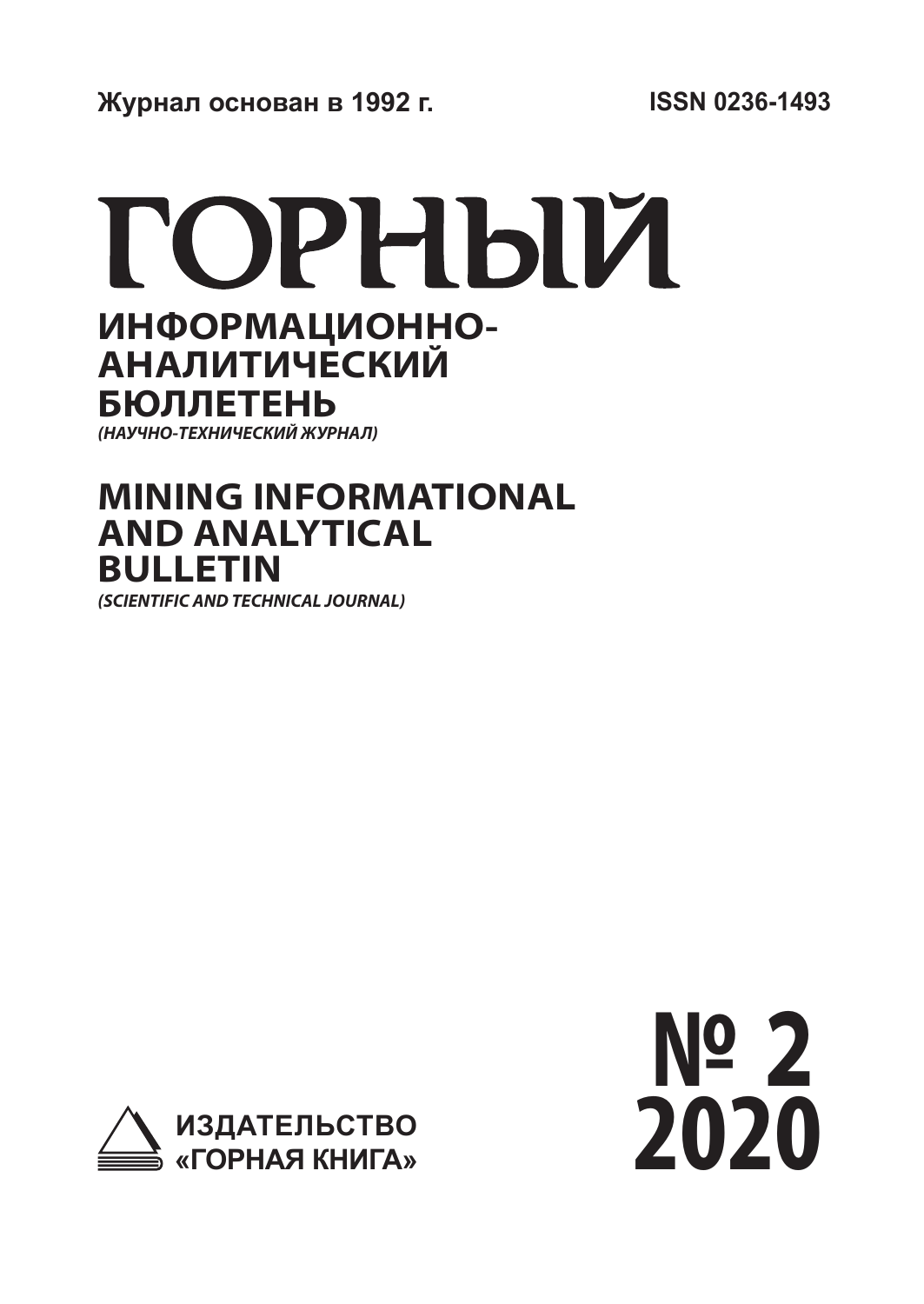Журнал основан в 1992 г.

ISSN 0236-1493

# ГОРНЫЙ

## ИНФОРМАЦИОННО-АНАЛИТИЧЕСКИЙ БЮЛЛЕТЕНЬ

*(НАУЧНО-ТЕХНИЧЕСКИЙ ЖУРНАЛ)*

## MINING INFORMATIONAL AND ANALYTICAL BULLETIN

*(SCIENTIFIC AND TECHNICAL JOURNAL)*

ИЗДАТЕЛЬСТВО «ГОРНАЯ КНИГА»

**№ 2**
**2020**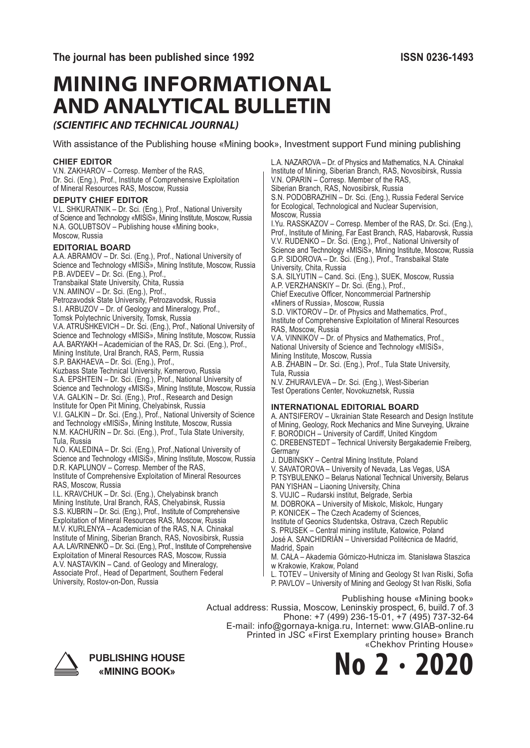**The journal has been published since 1992** **ISSN 0236-1493**

# MINING INFORMATIONAL AND ANALYTICAL BULLETIN

***(SCIENTIFIC AND TECHNICAL JOURNAL)***

With assistance of the Publishing house «Mining book», Investment support Fund mining publishing

### CHIEF EDITOR

V.N. ZAKHAROV – Corresp. Member of the RAS, Dr. Sci. (Eng.), Prof., Institute of Comprehensive Exploitation of Mineral Resources RAS, Moscow, Russia

### DEPUTY CHIEF EDITOR

V.L. SHKURATNIK – Dr. Sci. (Eng.), Prof., National University of Science and Technology «MISiS», Mining Institute, Moscow, Russia
N.A. GOLUBTSOV – Publishing house «Mining book», Moscow, Russia

### EDITORIAL BOARD

A.A. ABRAMOV – Dr. Sci. (Eng.), Prof., National University of Science and Technology «MISiS», Mining Institute, Moscow, Russia
P.B. AVDEEV – Dr. Sci. (Eng.), Prof., Transbaikal State University, Chita, Russia
V.N. AMINOV – Dr. Sci. (Eng.), Prof., Petrozavodsk State University, Petrozavodsk, Russia
S.I. ARBUZOV – Dr. of Geology and Mineralogy, Prof., Tomsk Polytechnic University, Tomsk, Russia
V.A. ATRUSHKEVICH – Dr. Sci. (Eng.), Prof., National University of Science and Technology «MISiS», Mining Institute, Moscow, Russia
A.A. BARYAKH – Academician of the RAS, Dr. Sci. (Eng.), Prof., Mining Institute, Ural Branch, RAS, Perm, Russia
S.P. BAKHAEVA – Dr. Sci. (Eng.), Prof., Kuzbass State Technical University, Kemerovo, Russia
S.A. EPSHTEIN – Dr. Sci. (Eng.), Prof., National University of Science and Technology «MISiS», Mining Institute, Moscow, Russia
V.A. GALKIN – Dr. Sci. (Eng.), Prof., Research and Design Institute for Open Pit Mining, Chelyabinsk, Russia
V.I. GALKIN – Dr. Sci. (Eng.), Prof., National University of Science and Technology «MISiS», Mining Institute, Moscow, Russia
N.M. KACHURIN – Dr. Sci. (Eng.), Prof., Tula State University, Tula, Russia
N.O. KALEDINA – Dr. Sci. (Eng.), Prof.,National University of Science and Technology «MISiS», Mining Institute, Moscow, Russia
D.R. KAPLUNOV – Corresp. Member of the RAS, Institute of Comprehensive Exploitation of Mineral Resources RAS, Moscow, Russia
I.L. KRAVCHUK – Dr. Sci. (Eng.), Chelyabinsk branch Mining Institute, Ural Branch, RAS, Chelyabinsk, Russia
S.S. KUBRIN – Dr. Sci. (Eng.), Prof., Institute of Comprehensive Exploitation of Mineral Resources RAS, Moscow, Russia
M.V. KURLENYA – Academician of the RAS, N.A. Chinakal Institute of Mining, Siberian Branch, RAS, Novosibirsk, Russia
A.A. LAVRINENKO – Dr. Sci. (Eng.), Prof., Institute of Comprehensive Exploitation of Mineral Resources RAS, Moscow, Russia
A.V. NASTAVKIN – Cand. of Geology and Mineralogy, Associate Prof., Head of Department, Southern Federal University, Rostov-on-Don, Russia
L.A. NAZAROVA – Dr. of Physics and Mathematics, N.A. Chinakal Institute of Mining, Siberian Branch, RAS, Novosibirsk, Russia
V.N. OPARIN – Corresp. Member of the RAS, Siberian Branch, RAS, Novosibirsk, Russia
S.N. PODOBRAZHIN – Dr. Sci. (Eng.), Russia Federal Service for Ecological, Technological and Nuclear Supervision, Moscow, Russia
I.Yu. RASSKAZOV – Corresp. Member of the RAS, Dr. Sci. (Eng.), Prof., Institute of Mining, Far East Branch, RAS, Habarovsk, Russia
V.V. RUDENKO – Dr. Sci. (Eng.), Prof., National University of Science and Technology «MISiS», Mining Institute, Moscow, Russia
G.P. SIDOROVA – Dr. Sci. (Eng.), Prof., Transbaikal State University, Chita, Russia
S.A. SILYUTIN – Cand. Sci. (Eng.), SUEK, Moscow, Russia
A.P. VERZHANSKIY – Dr. Sci. (Eng.), Prof., Chief Executive Officer, Noncommercial Partnership «Miners of Russia», Moscow, Russia
S.D. VIKTOROV – Dr. of Physics and Mathematics, Prof., Institute of Comprehensive Exploitation of Mineral Resources RAS, Moscow, Russia
V.A. VINNIKOV – Dr. of Physics and Mathematics, Prof., National University of Science and Technology «MISiS», Mining Institute, Moscow, Russia
A.B. ZHABIN – Dr. Sci. (Eng.), Prof., Tula State University, Tula, Russia
N.V. ZHURAVLEVA – Dr. Sci. (Eng.), West-Siberian Test Operations Center, Novokuznetsk, Russia

### INTERNATIONAL EDITORIAL BOARD

A. ANTSIFEROV – Ukrainian State Research and Design Institute of Mining, Geology, Rock Mechanics and Mine Surveying, Ukraine
F. BORODICH – University of Cardiff, United Kingdom
C. DREBENSTEDT – Technical University Bergakademie Freiberg, Germany
J. DUBINSKY – Central Mining Institute, Poland
V. SAVATOROVA – University of Nevada, Las Vegas, USA
P. TSYBULENKO – Belarus National Technical University, Belarus
PAN YISHAN – Liaoning University, China
S. VUJIC – Rudarski institut, Belgrade, Serbia
M. DOBROKA – University of Miskolc, Miskolc, Hungary
P. KONICEK – The Czech Academy of Sciences, Institute of Geonics Studentska, Ostrava, Czech Republic
S. PRUSEK – Central mining institute, Katowice, Poland
José A. SANCHIDRIÁN – Universidad Politécnica de Madrid, Madrid, Spain
M. CAŁA – Akademia Górniczo-Hutnicza im. Stanisława Staszica w Krakowie, Krakow, Poland
L. TOTEV – University of Mining and Geology St Ivan Rislki, Sofia
P. PAVLOV – University of Mining and Geology St Ivan Rislki, Sofia

Publishing house «Mining book»
Actual address: Russia, Moscow, Leninskiy prospect, 6, build. 7 of. 3
Phone: +7 (499) 236-15-01, +7 (495) 737-32-64
E-mail: info@gornaya-kniga.ru, Internet: www.GIAB-online.ru
Printed in JSC «First Exemplary printing house» Branch «Chekhov Printing House»

**PUBLISHING HOUSE «MINING BOOK»**

**No 2 · 2020**